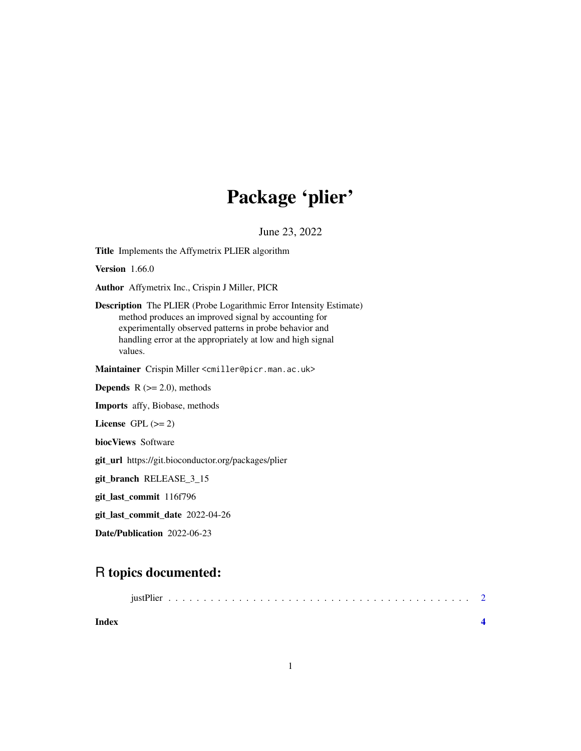# Package 'plier'

June 23, 2022

**Title** Implements the Affymetrix PLIER algorithm

**Version** 1.66.0

**Author** Affymetrix Inc., Crispin J Miller, PICR

**Description** The PLIER (Probe Logarithmic Error Intensity Estimate) method produces an improved signal by accounting for experimentally observed patterns in probe behavior and handling error at the appropriately at low and high signal values.

**Maintainer** Crispin Miller <cmiller@picr.man.ac.uk>

**Depends** R (>= 2.0), methods

**Imports** affy, Biobase, methods

**License** GPL (>= 2)

**biocViews** Software

**git_url** https://git.bioconductor.org/packages/plier

**git_branch** RELEASE_3_15

**git_last_commit** 116f796

**git_last_commit_date** 2022-04-26

**Date/Publication** 2022-06-23

## R topics documented:

justPlier . . . . . . . . . . . . . . . . . . . . . . . . . . . . . . . . . . . . . . . . . . . 2

**Index** **4**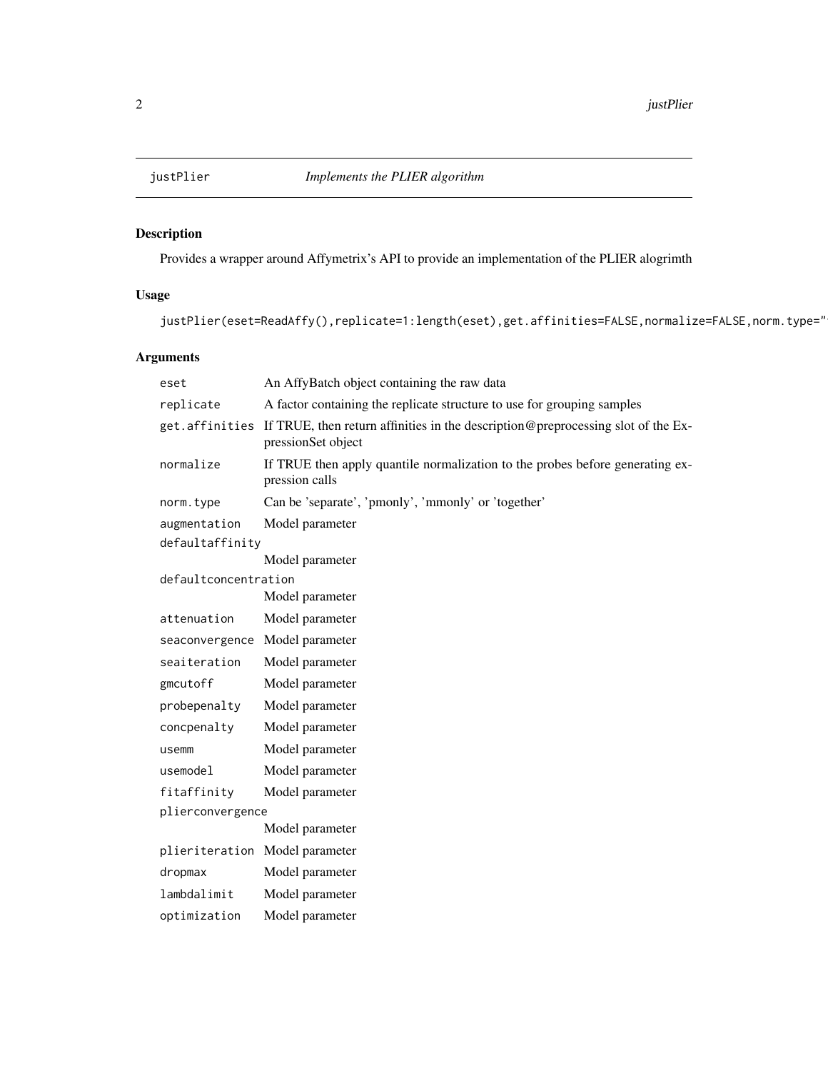# justPlier — *Implements the PLIER algorithm*

## Description

Provides a wrapper around Affymetrix's API to provide an implementation of the PLIER alogrimth

## Usage

```
justPlier(eset=ReadAffy(),replicate=1:length(eset),get.affinities=FALSE,normalize=FALSE,norm.type="
```

## Arguments

| Argument | Description |
|---|---|
| eset | An AffyBatch object containing the raw data |
| replicate | A factor containing the replicate structure to use for grouping samples |
| get.affinities | If TRUE, then return affinities in the description@preprocessing slot of the ExpressionSet object |
| normalize | If TRUE then apply quantile normalization to the probes before generating expression calls |
| norm.type | Can be 'separate', 'pmonly', 'mmonly' or 'together' |
| augmentation | Model parameter |
| defaultaffinity | Model parameter |
| defaultconcentration | Model parameter |
| attenuation | Model parameter |
| seaconvergence | Model parameter |
| seaiteration | Model parameter |
| gmcutoff | Model parameter |
| probepenalty | Model parameter |
| concpenalty | Model parameter |
| usemm | Model parameter |
| usemodel | Model parameter |
| fitaffinity | Model parameter |
| plierconvergence | Model parameter |
| plieriteration | Model parameter |
| dropmax | Model parameter |
| lambdalimit | Model parameter |
| optimization | Model parameter |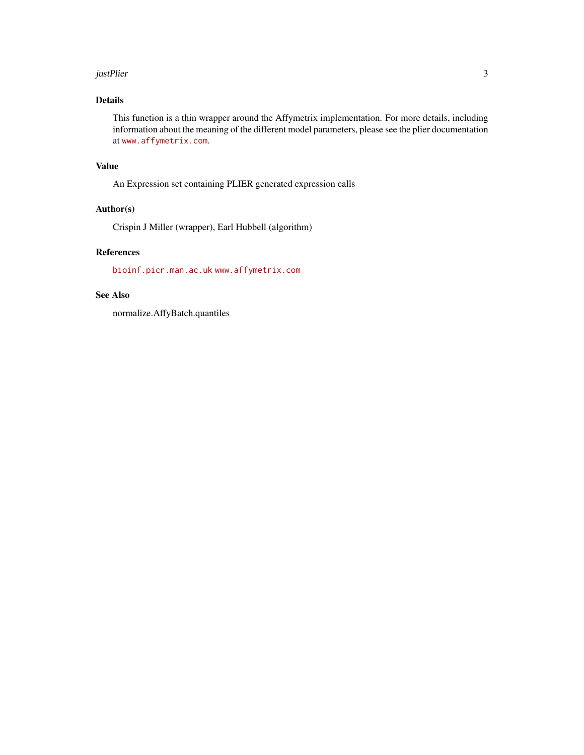## Details

This function is a thin wrapper around the Affymetrix implementation. For more details, including information about the meaning of the different model parameters, please see the plier documentation at www.affymetrix.com.

## Value

An Expression set containing PLIER generated expression calls

## Author(s)

Crispin J Miller (wrapper), Earl Hubbell (algorithm)

## References

bioinf.picr.man.ac.uk www.affymetrix.com

## See Also

normalize.AffyBatch.quantiles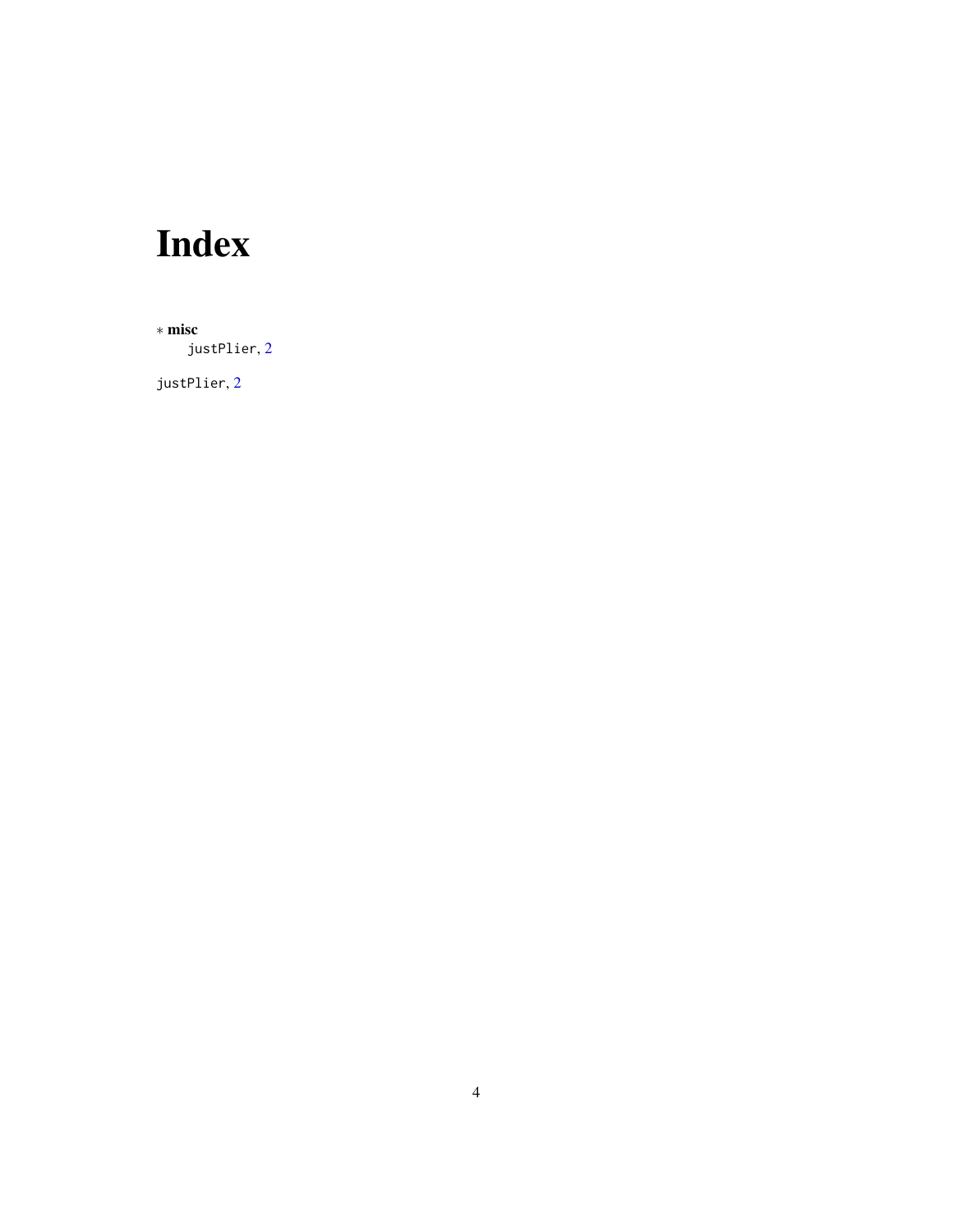# Index

∗ **misc**
    `justPlier`, 2

`justPlier`, 2